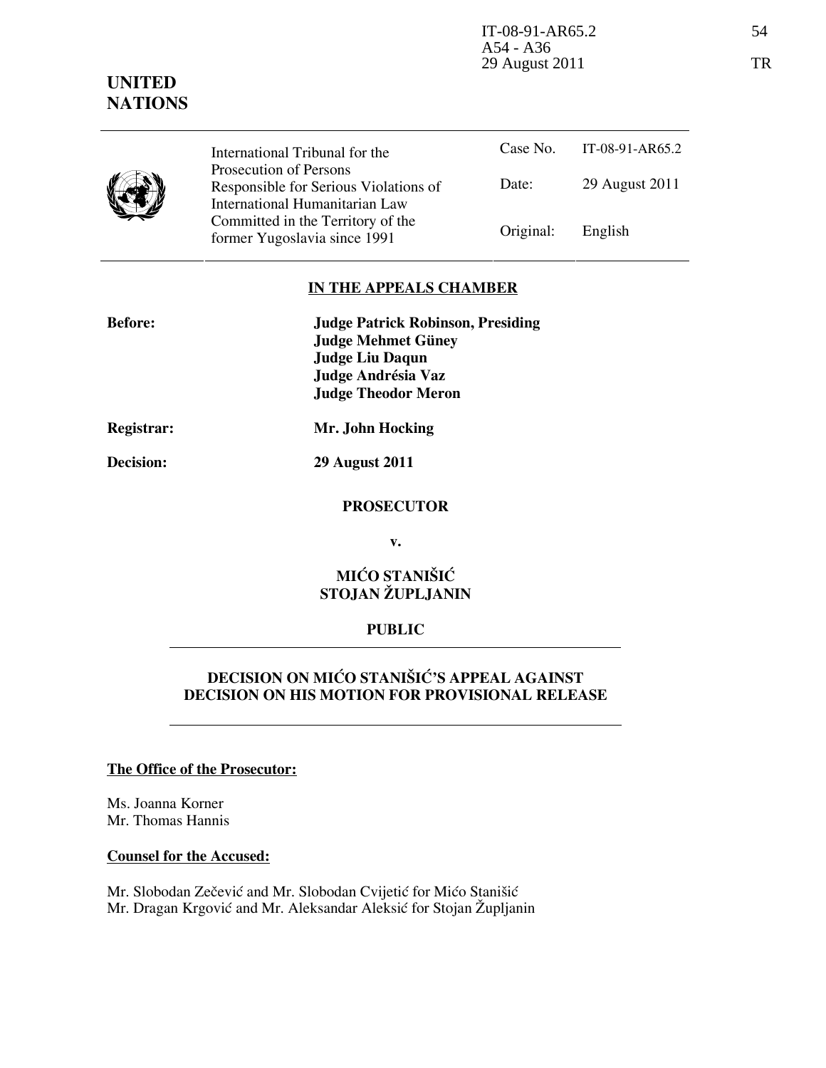IT-08-91-AR65.2
A54 - A36
29 August 2011

54

TR

**UNITED NATIONS**

| International Tribunal for the Prosecution of Persons Responsible for Serious Violations of International Humanitarian Law Committed in the Territory of the former Yugoslavia since 1991 | Case No. | IT-08-91-AR65.2 |
|---|---|---|
| | Date: | 29 August 2011 |
| | Original: | English |

**IN THE APPEALS CHAMBER**

**Before:** **Judge Patrick Robinson, Presiding**
**Judge Mehmet Güney**
**Judge Liu Daqun**
**Judge Andrésia Vaz**
**Judge Theodor Meron**

**Registrar:** **Mr. John Hocking**

**Decision:** **29 August 2011**

**PROSECUTOR**

**v.**

**MIĆO STANIŠIĆ**
**STOJAN ŽUPLJANIN**

**PUBLIC**

**DECISION ON MIĆO STANIŠIĆ'S APPEAL AGAINST DECISION ON HIS MOTION FOR PROVISIONAL RELEASE**

**The Office of the Prosecutor:**

Ms. Joanna Korner
Mr. Thomas Hannis

**Counsel for the Accused:**

Mr. Slobodan Zečević and Mr. Slobodan Cvijetić for Mićo Stanišić
Mr. Dragan Krgović and Mr. Aleksandar Aleksić for Stojan Župljanin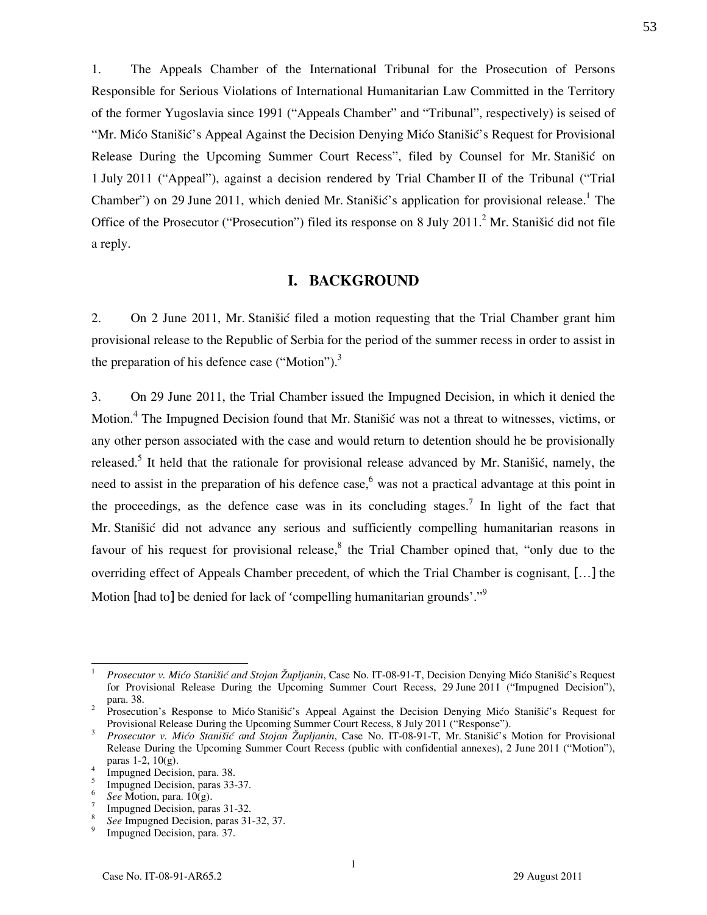1. The Appeals Chamber of the International Tribunal for the Prosecution of Persons Responsible for Serious Violations of International Humanitarian Law Committed in the Territory of the former Yugoslavia since 1991 ("Appeals Chamber" and "Tribunal", respectively) is seised of "Mr. Mićo Stanišić's Appeal Against the Decision Denying Mićo Stanišić's Request for Provisional Release During the Upcoming Summer Court Recess", filed by Counsel for Mr. Stanišić on 1 July 2011 ("Appeal"), against a decision rendered by Trial Chamber II of the Tribunal ("Trial Chamber") on 29 June 2011, which denied Mr. Stanišić's application for provisional release.[1] The Office of the Prosecutor ("Prosecution") filed its response on 8 July 2011.[2] Mr. Stanišić did not file a reply.

## I. BACKGROUND

2. On 2 June 2011, Mr. Stanišić filed a motion requesting that the Trial Chamber grant him provisional release to the Republic of Serbia for the period of the summer recess in order to assist in the preparation of his defence case ("Motion").[3]

3. On 29 June 2011, the Trial Chamber issued the Impugned Decision, in which it denied the Motion.[4] The Impugned Decision found that Mr. Stanišić was not a threat to witnesses, victims, or any other person associated with the case and would return to detention should he be provisionally released.[5] It held that the rationale for provisional release advanced by Mr. Stanišić, namely, the need to assist in the preparation of his defence case,[6] was not a practical advantage at this point in the proceedings, as the defence case was in its concluding stages.[7] In light of the fact that Mr. Stanišić did not advance any serious and sufficiently compelling humanitarian reasons in favour of his request for provisional release,[8] the Trial Chamber opined that, "only due to the overriding effect of Appeals Chamber precedent, of which the Trial Chamber is cognisant, [...] the Motion [had to] be denied for lack of 'compelling humanitarian grounds'."[9]

---

[1] *Prosecutor v. Mićo Stanišić and Stojan Župljanin*, Case No. IT-08-91-T, Decision Denying Mićo Stanišić's Request for Provisional Release During the Upcoming Summer Court Recess, 29 June 2011 ("Impugned Decision"), para. 38.

[2] Prosecution's Response to Mićo Stanišić's Appeal Against the Decision Denying Mićo Stanišić's Request for Provisional Release During the Upcoming Summer Court Recess, 8 July 2011 ("Response").

[3] *Prosecutor v. Mićo Stanišić and Stojan Župljanin*, Case No. IT-08-91-T, Mr. Stanišić's Motion for Provisional Release During the Upcoming Summer Court Recess (public with confidential annexes), 2 June 2011 ("Motion"), paras 1-2, 10(g).

[4] Impugned Decision, para. 38.

[5] Impugned Decision, paras 33-37.

[6] *See* Motion, para. 10(g).

[7] Impugned Decision, paras 31-32.

[8] *See* Impugned Decision, paras 31-32, 37.

[9] Impugned Decision, para. 37.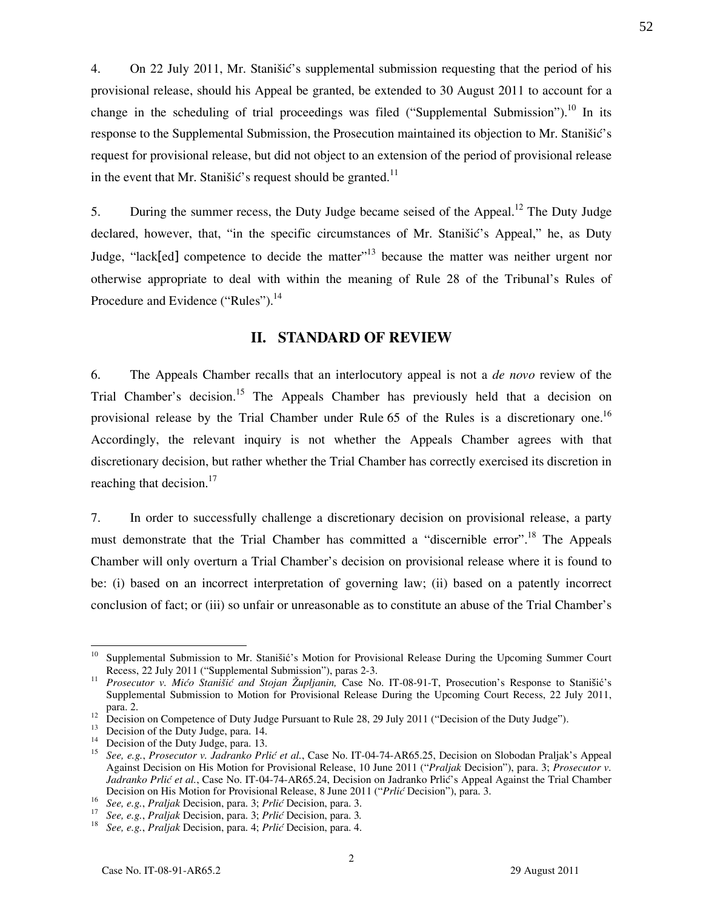4. On 22 July 2011, Mr. Stanišić's supplemental submission requesting that the period of his provisional release, should his Appeal be granted, be extended to 30 August 2011 to account for a change in the scheduling of trial proceedings was filed ("Supplemental Submission").[10] In its response to the Supplemental Submission, the Prosecution maintained its objection to Mr. Stanišić's request for provisional release, but did not object to an extension of the period of provisional release in the event that Mr. Stanišić's request should be granted.[11]

5. During the summer recess, the Duty Judge became seised of the Appeal.[12] The Duty Judge declared, however, that, "in the specific circumstances of Mr. Stanišić's Appeal," he, as Duty Judge, "lack[ed] competence to decide the matter"[13] because the matter was neither urgent nor otherwise appropriate to deal with within the meaning of Rule 28 of the Tribunal's Rules of Procedure and Evidence ("Rules").[14]

## II. STANDARD OF REVIEW

6. The Appeals Chamber recalls that an interlocutory appeal is not a *de novo* review of the Trial Chamber's decision.[15] The Appeals Chamber has previously held that a decision on provisional release by the Trial Chamber under Rule 65 of the Rules is a discretionary one.[16] Accordingly, the relevant inquiry is not whether the Appeals Chamber agrees with that discretionary decision, but rather whether the Trial Chamber has correctly exercised its discretion in reaching that decision.[17]

7. In order to successfully challenge a discretionary decision on provisional release, a party must demonstrate that the Trial Chamber has committed a "discernible error".[18] The Appeals Chamber will only overturn a Trial Chamber's decision on provisional release where it is found to be: (i) based on an incorrect interpretation of governing law; (ii) based on a patently incorrect conclusion of fact; or (iii) so unfair or unreasonable as to constitute an abuse of the Trial Chamber's

---

[10] Supplemental Submission to Mr. Stanišić's Motion for Provisional Release During the Upcoming Summer Court Recess, 22 July 2011 ("Supplemental Submission"), paras 2-3.

[11] *Prosecutor v. Mićo Stanišić and Stojan Župljanin,* Case No. IT-08-91-T, Prosecution's Response to Stanišić's Supplemental Submission to Motion for Provisional Release During the Upcoming Court Recess, 22 July 2011, para. 2.

[12] Decision on Competence of Duty Judge Pursuant to Rule 28, 29 July 2011 ("Decision of the Duty Judge").

[13] Decision of the Duty Judge, para. 14.

[14] Decision of the Duty Judge, para. 13.

[15] *See, e.g.*, *Prosecutor v. Jadranko Prlić et al.*, Case No. IT-04-74-AR65.25, Decision on Slobodan Praljak's Appeal Against Decision on His Motion for Provisional Release, 10 June 2011 ("*Praljak* Decision"), para. 3; *Prosecutor v. Jadranko Prlić et al.*, Case No. IT-04-74-AR65.24, Decision on Jadranko Prlić's Appeal Against the Trial Chamber Decision on His Motion for Provisional Release, 8 June 2011 ("*Prlić* Decision"), para. 3.

[16] *See, e.g.*, *Praljak* Decision, para. 3; *Prlić* Decision, para. 3.

[17] *See, e.g.*, *Praljak* Decision, para. 3; *Prlić* Decision, para. 3.

[18] *See, e.g.*, *Praljak* Decision, para. 4; *Prlić* Decision, para. 4.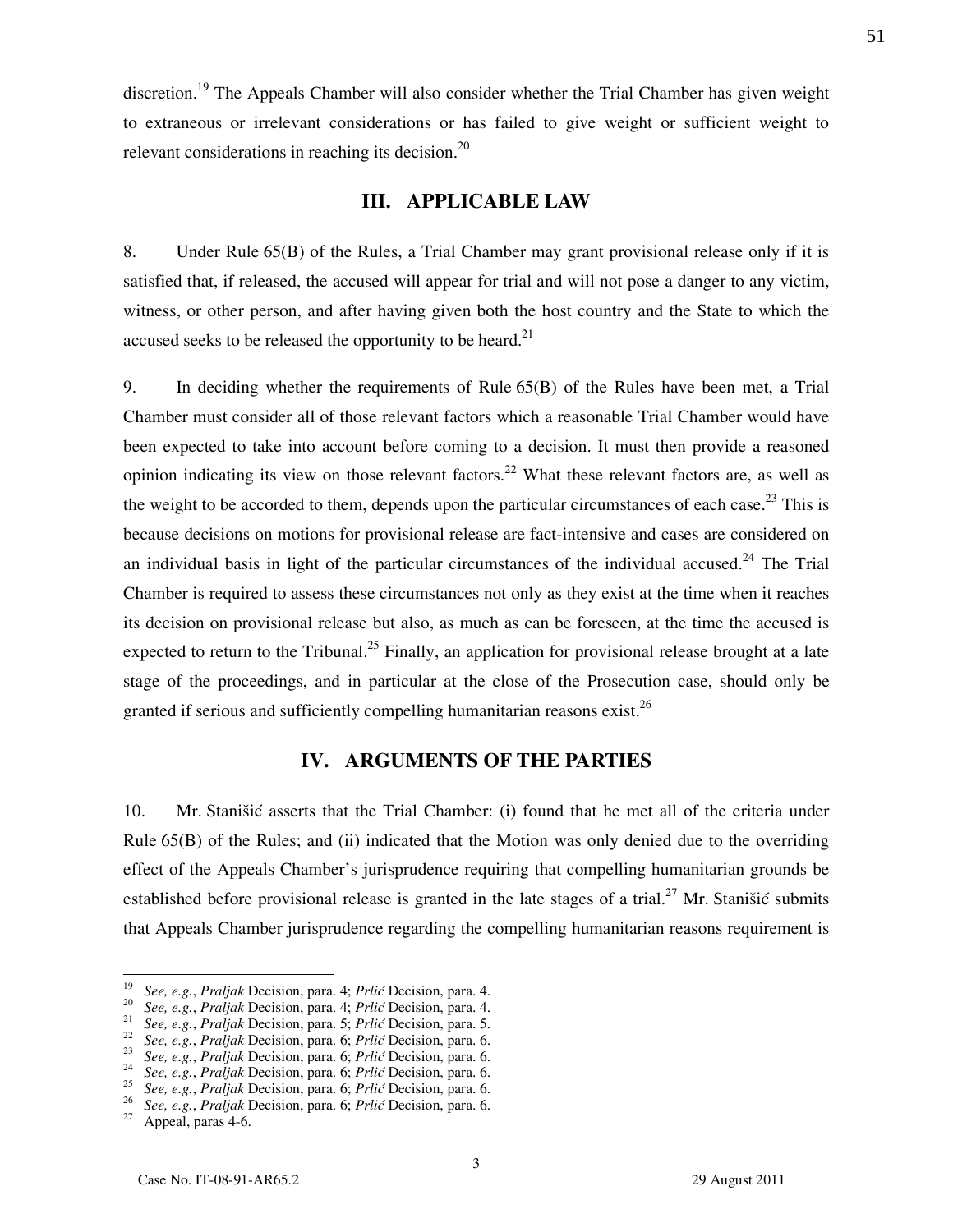discretion.[19] The Appeals Chamber will also consider whether the Trial Chamber has given weight to extraneous or irrelevant considerations or has failed to give weight or sufficient weight to relevant considerations in reaching its decision.[20]

## III. APPLICABLE LAW

8. Under Rule 65(B) of the Rules, a Trial Chamber may grant provisional release only if it is satisfied that, if released, the accused will appear for trial and will not pose a danger to any victim, witness, or other person, and after having given both the host country and the State to which the accused seeks to be released the opportunity to be heard.[21]

9. In deciding whether the requirements of Rule 65(B) of the Rules have been met, a Trial Chamber must consider all of those relevant factors which a reasonable Trial Chamber would have been expected to take into account before coming to a decision. It must then provide a reasoned opinion indicating its view on those relevant factors.[22] What these relevant factors are, as well as the weight to be accorded to them, depends upon the particular circumstances of each case.[23] This is because decisions on motions for provisional release are fact-intensive and cases are considered on an individual basis in light of the particular circumstances of the individual accused.[24] The Trial Chamber is required to assess these circumstances not only as they exist at the time when it reaches its decision on provisional release but also, as much as can be foreseen, at the time the accused is expected to return to the Tribunal.[25] Finally, an application for provisional release brought at a late stage of the proceedings, and in particular at the close of the Prosecution case, should only be granted if serious and sufficiently compelling humanitarian reasons exist.[26]

## IV. ARGUMENTS OF THE PARTIES

10. Mr. Stanišić asserts that the Trial Chamber: (i) found that he met all of the criteria under Rule 65(B) of the Rules; and (ii) indicated that the Motion was only denied due to the overriding effect of the Appeals Chamber's jurisprudence requiring that compelling humanitarian grounds be established before provisional release is granted in the late stages of a trial.[27] Mr. Stanišić submits that Appeals Chamber jurisprudence regarding the compelling humanitarian reasons requirement is

---

[19] *See, e.g.*, *Praljak* Decision, para. 4; *Prlić* Decision, para. 4.
[20] *See, e.g.*, *Praljak* Decision, para. 4; *Prlić* Decision, para. 4.
[21] *See, e.g.*, *Praljak* Decision, para. 5; *Prlić* Decision, para. 5.
[22] *See, e.g.*, *Praljak* Decision, para. 6; *Prlić* Decision, para. 6.
[23] *See, e.g.*, *Praljak* Decision, para. 6; *Prlić* Decision, para. 6.
[24] *See, e.g.*, *Praljak* Decision, para. 6; *Prlić* Decision, para. 6.
[25] *See, e.g.*, *Praljak* Decision, para. 6; *Prlić* Decision, para. 6.
[26] *See, e.g.*, *Praljak* Decision, para. 6; *Prlić* Decision, para. 6.
[27] Appeal, paras 4-6.

Case No. IT-08-91-AR65.2 29 August 2011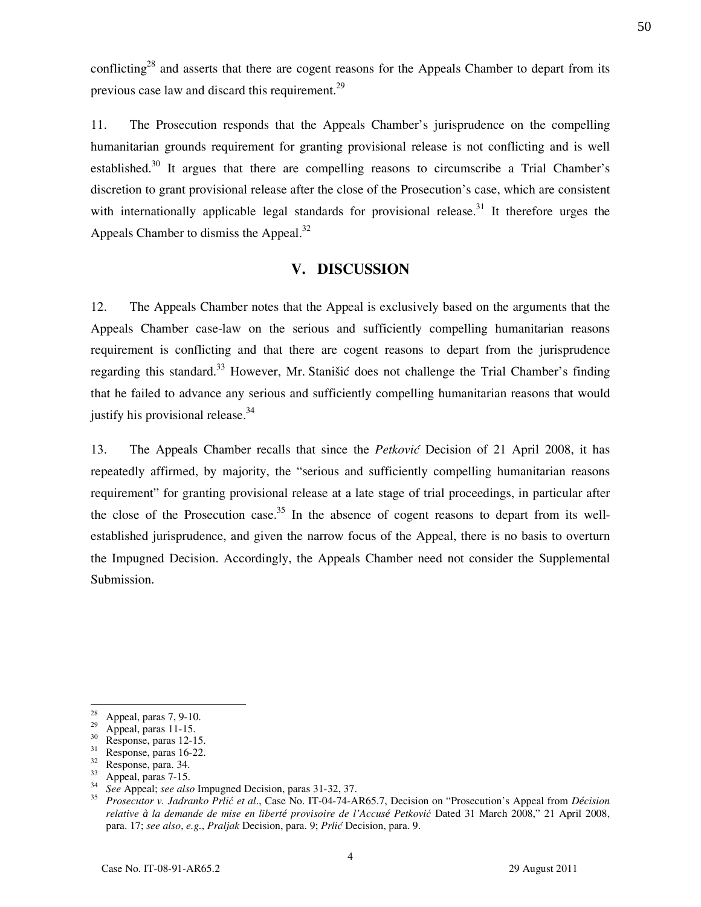conflicting[28] and asserts that there are cogent reasons for the Appeals Chamber to depart from its previous case law and discard this requirement.[29]

11. The Prosecution responds that the Appeals Chamber's jurisprudence on the compelling humanitarian grounds requirement for granting provisional release is not conflicting and is well established.[30] It argues that there are compelling reasons to circumscribe a Trial Chamber's discretion to grant provisional release after the close of the Prosecution's case, which are consistent with internationally applicable legal standards for provisional release.[31] It therefore urges the Appeals Chamber to dismiss the Appeal.[32]

## V. DISCUSSION

12. The Appeals Chamber notes that the Appeal is exclusively based on the arguments that the Appeals Chamber case-law on the serious and sufficiently compelling humanitarian reasons requirement is conflicting and that there are cogent reasons to depart from the jurisprudence regarding this standard.[33] However, Mr. Stanišić does not challenge the Trial Chamber's finding that he failed to advance any serious and sufficiently compelling humanitarian reasons that would justify his provisional release.[34]

13. The Appeals Chamber recalls that since the *Petković* Decision of 21 April 2008, it has repeatedly affirmed, by majority, the "serious and sufficiently compelling humanitarian reasons requirement" for granting provisional release at a late stage of trial proceedings, in particular after the close of the Prosecution case.[35] In the absence of cogent reasons to depart from its well-established jurisprudence, and given the narrow focus of the Appeal, there is no basis to overturn the Impugned Decision. Accordingly, the Appeals Chamber need not consider the Supplemental Submission.

---

[28] Appeal, paras 7, 9-10.

[29] Appeal, paras 11-15.

[30] Response, paras 12-15.

[31] Response, paras 16-22.

[32] Response, para. 34.

[33] Appeal, paras 7-15.

[34] *See* Appeal; *see also* Impugned Decision, paras 31-32, 37.

[35] *Prosecutor v. Jadranko Prlić et al.*, Case No. IT-04-74-AR65.7, Decision on "Prosecution's Appeal from *Décision relative à la demande de mise en liberté provisoire de l'Accusé Petković* Dated 31 March 2008," 21 April 2008, para. 17; *see also*, *e.g.*, *Praljak* Decision, para. 9; *Prlić* Decision, para. 9.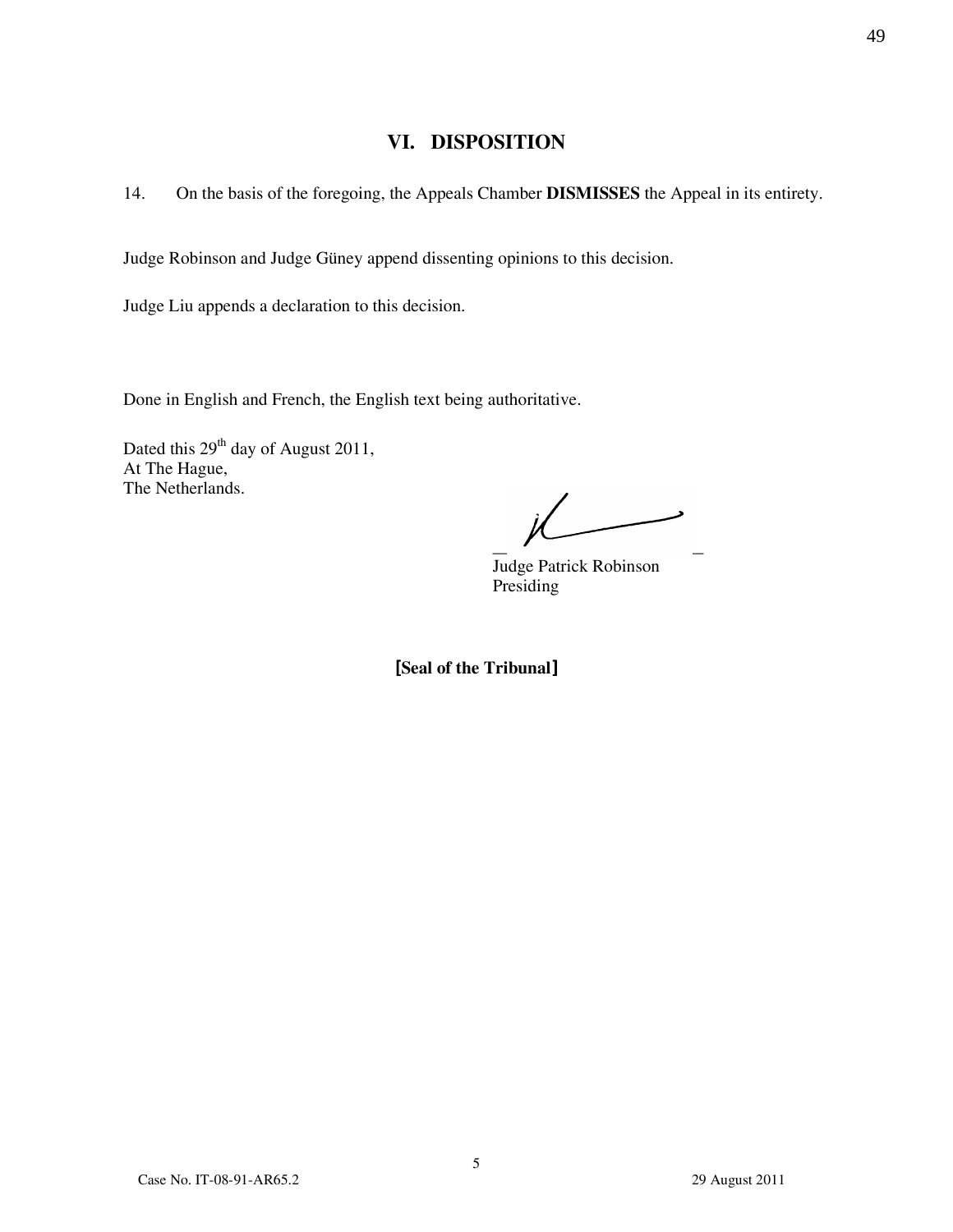## VI. DISPOSITION

14. On the basis of the foregoing, the Appeals Chamber **DISMISSES** the Appeal in its entirety.

Judge Robinson and Judge Güney append dissenting opinions to this decision.

Judge Liu appends a declaration to this decision.

Done in English and French, the English text being authoritative.

Dated this 29th day of August 2011,
At The Hague,
The Netherlands.

Judge Patrick Robinson
Presiding

**[Seal of the Tribunal]**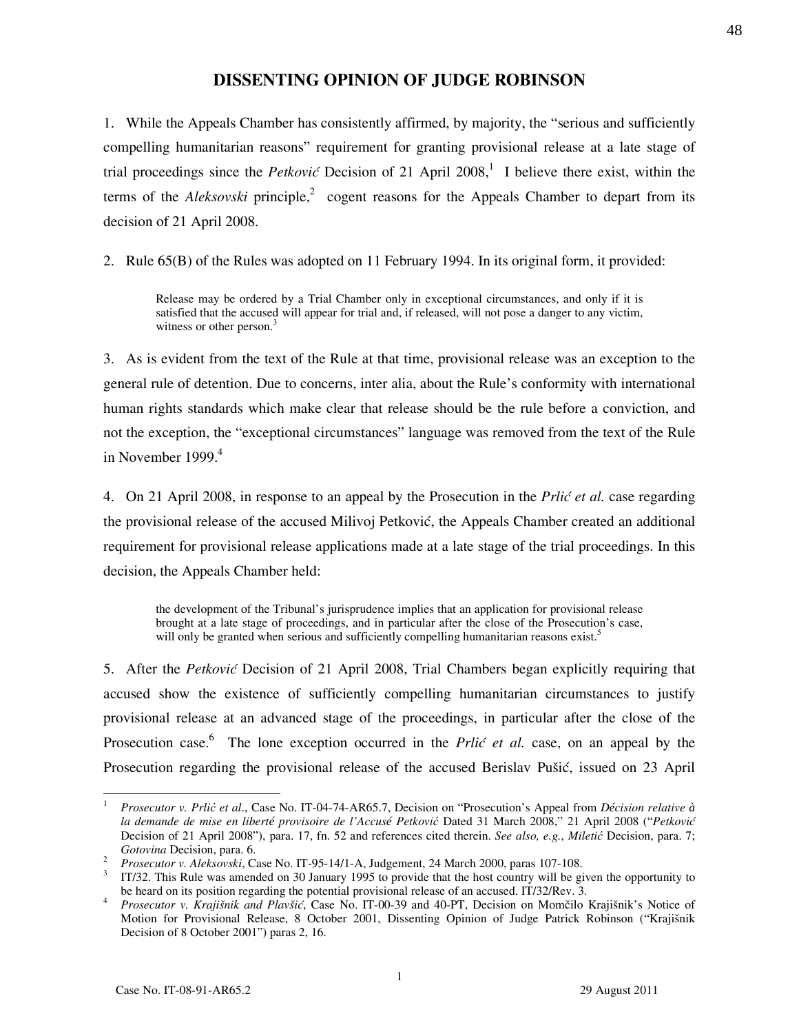# DISSENTING OPINION OF JUDGE ROBINSON

1. While the Appeals Chamber has consistently affirmed, by majority, the "serious and sufficiently compelling humanitarian reasons" requirement for granting provisional release at a late stage of trial proceedings since the *Petković* Decision of 21 April 2008,[1] I believe there exist, within the terms of the *Aleksovski* principle,[2] cogent reasons for the Appeals Chamber to depart from its decision of 21 April 2008.

2. Rule 65(B) of the Rules was adopted on 11 February 1994. In its original form, it provided:

> Release may be ordered by a Trial Chamber only in exceptional circumstances, and only if it is satisfied that the accused will appear for trial and, if released, will not pose a danger to any victim, witness or other person.[3]

3. As is evident from the text of the Rule at that time, provisional release was an exception to the general rule of detention. Due to concerns, inter alia, about the Rule's conformity with international human rights standards which make clear that release should be the rule before a conviction, and not the exception, the "exceptional circumstances" language was removed from the text of the Rule in November 1999.[4]

4. On 21 April 2008, in response to an appeal by the Prosecution in the *Prlić et al.* case regarding the provisional release of the accused Milivoj Petković, the Appeals Chamber created an additional requirement for provisional release applications made at a late stage of the trial proceedings. In this decision, the Appeals Chamber held:

> the development of the Tribunal's jurisprudence implies that an application for provisional release brought at a late stage of proceedings, and in particular after the close of the Prosecution's case, will only be granted when serious and sufficiently compelling humanitarian reasons exist.[5]

5. After the *Petković* Decision of 21 April 2008, Trial Chambers began explicitly requiring that accused show the existence of sufficiently compelling humanitarian circumstances to justify provisional release at an advanced stage of the proceedings, in particular after the close of the Prosecution case.[6] The lone exception occurred in the *Prlić et al.* case, on an appeal by the Prosecution regarding the provisional release of the accused Berislav Pušić, issued on 23 April

---

[1] *Prosecutor v. Prlić et al*., Case No. IT-04-74-AR65.7, Decision on "Prosecution's Appeal from *Décision relative à la demande de mise en liberté provisoire de l'Accusé Petković* Dated 31 March 2008," 21 April 2008 ("*Petković* Decision of 21 April 2008"), para. 17, fn. 52 and references cited therein. *See also, e.g.*, *Miletić* Decision, para. 7; *Gotovina* Decision, para. 6.

[2] *Prosecutor v. Aleksovski*, Case No. IT-95-14/1-A, Judgement, 24 March 2000, paras 107-108.

[3] IT/32. This Rule was amended on 30 January 1995 to provide that the host country will be given the opportunity to be heard on its position regarding the potential provisional release of an accused. IT/32/Rev. 3.

[4] *Prosecutor v. Krajišnik and Plavšić*, Case No. IT-00-39 and 40-PT, Decision on Momčilo Krajišnik's Notice of Motion for Provisional Release, 8 October 2001, Dissenting Opinion of Judge Patrick Robinson ("Krajišnik Decision of 8 October 2001") paras 2, 16.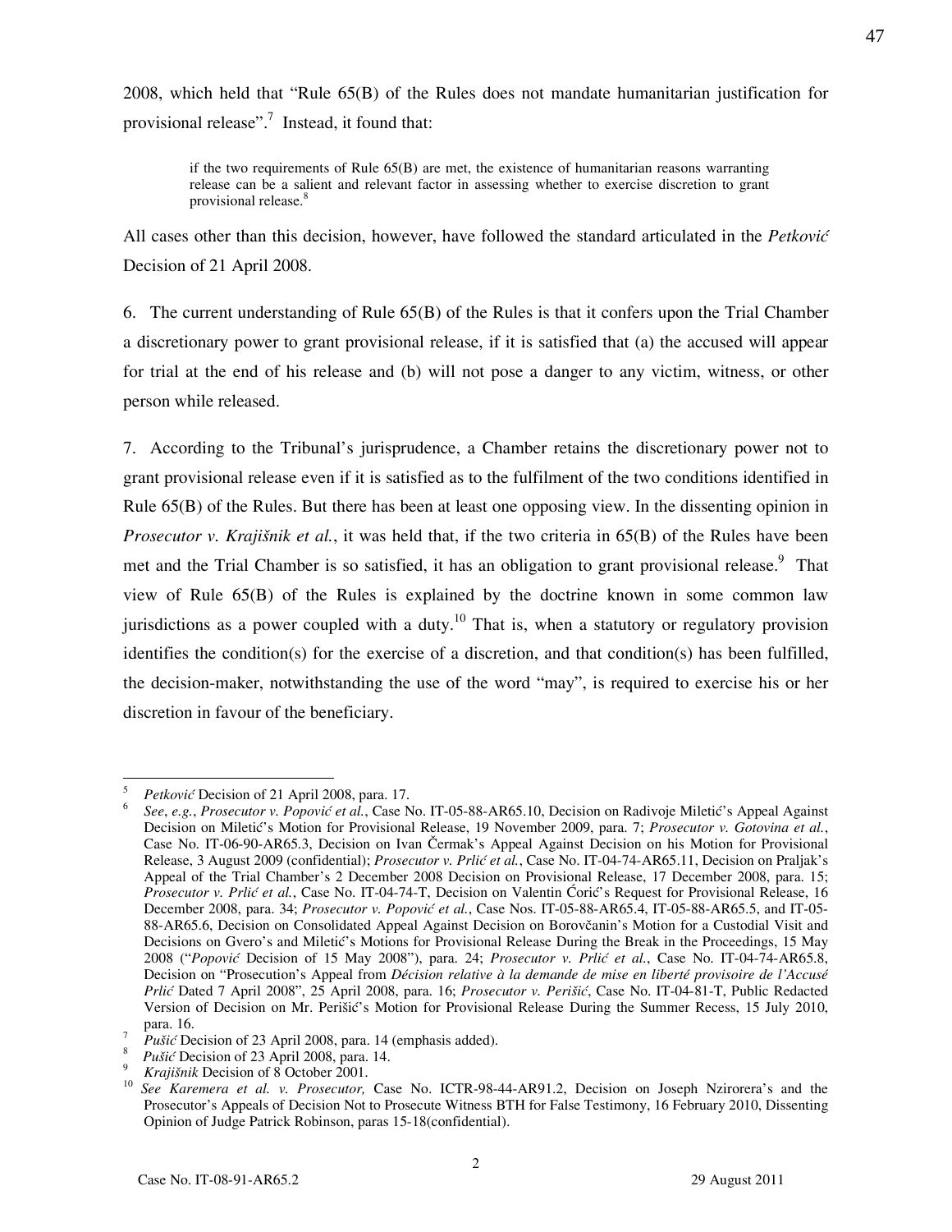2008, which held that "Rule 65(B) of the Rules does not mandate humanitarian justification for provisional release".[7] Instead, it found that:

> if the two requirements of Rule 65(B) are met, the existence of humanitarian reasons warranting release can be a salient and relevant factor in assessing whether to exercise discretion to grant provisional release.[8]

All cases other than this decision, however, have followed the standard articulated in the *Petković* Decision of 21 April 2008.

6. The current understanding of Rule 65(B) of the Rules is that it confers upon the Trial Chamber a discretionary power to grant provisional release, if it is satisfied that (a) the accused will appear for trial at the end of his release and (b) will not pose a danger to any victim, witness, or other person while released.

7. According to the Tribunal's jurisprudence, a Chamber retains the discretionary power not to grant provisional release even if it is satisfied as to the fulfilment of the two conditions identified in Rule 65(B) of the Rules. But there has been at least one opposing view. In the dissenting opinion in *Prosecutor v. Krajišnik et al.*, it was held that, if the two criteria in 65(B) of the Rules have been met and the Trial Chamber is so satisfied, it has an obligation to grant provisional release.[9] That view of Rule 65(B) of the Rules is explained by the doctrine known in some common law jurisdictions as a power coupled with a duty.[10] That is, when a statutory or regulatory provision identifies the condition(s) for the exercise of a discretion, and that condition(s) has been fulfilled, the decision-maker, notwithstanding the use of the word "may", is required to exercise his or her discretion in favour of the beneficiary.

---

[5] *Petković* Decision of 21 April 2008, para. 17.

[6] *See*, *e.g.*, *Prosecutor v. Popović et al.*, Case No. IT-05-88-AR65.10, Decision on Radivoje Miletić's Appeal Against Decision on Miletić's Motion for Provisional Release, 19 November 2009, para. 7; *Prosecutor v. Gotovina et al.*, Case No. IT-06-90-AR65.3, Decision on Ivan Čermak's Appeal Against Decision on his Motion for Provisional Release, 3 August 2009 (confidential); *Prosecutor v. Prlić et al.*, Case No. IT-04-74-AR65.11, Decision on Praljak's Appeal of the Trial Chamber's 2 December 2008 Decision on Provisional Release, 17 December 2008, para. 15; *Prosecutor v. Prlić et al.*, Case No. IT-04-74-T, Decision on Valentin Ćorić's Request for Provisional Release, 16 December 2008, para. 34; *Prosecutor v. Popović et al.*, Case Nos. IT-05-88-AR65.4, IT-05-88-AR65.5, and IT-05-88-AR65.6, Decision on Consolidated Appeal Against Decision on Borovčanin's Motion for a Custodial Visit and Decisions on Gvero's and Miletić's Motions for Provisional Release During the Break in the Proceedings, 15 May 2008 ("*Popović* Decision of 15 May 2008"), para. 24; *Prosecutor v. Prlić et al.*, Case No. IT-04-74-AR65.8, Decision on "Prosecution's Appeal from *Décision relative à la demande de mise en liberté provisoire de l'Accusé Prlić* Dated 7 April 2008", 25 April 2008, para. 16; *Prosecutor v. Perišić*, Case No. IT-04-81-T, Public Redacted Version of Decision on Mr. Perišić's Motion for Provisional Release During the Summer Recess, 15 July 2010, para. 16.

[7] *Pušić* Decision of 23 April 2008, para. 14 (emphasis added).

[8] *Pušić* Decision of 23 April 2008, para. 14.

[9] *Krajišnik* Decision of 8 October 2001.

[10] *See Karemera et al. v. Prosecutor,* Case No. ICTR-98-44-AR91.2, Decision on Joseph Nzirorera's and the Prosecutor's Appeals of Decision Not to Prosecute Witness BTH for False Testimony, 16 February 2010, Dissenting Opinion of Judge Patrick Robinson, paras 15-18(confidential).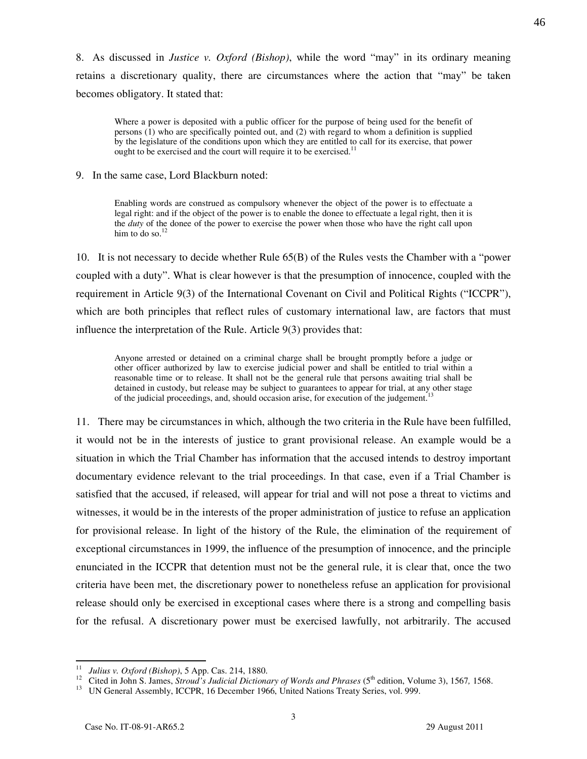8. As discussed in *Justice v. Oxford (Bishop)*, while the word "may" in its ordinary meaning retains a discretionary quality, there are circumstances where the action that "may" be taken becomes obligatory. It stated that:

> Where a power is deposited with a public officer for the purpose of being used for the benefit of persons (1) who are specifically pointed out, and (2) with regard to whom a definition is supplied by the legislature of the conditions upon which they are entitled to call for its exercise, that power ought to be exercised and the court will require it to be exercised.[11]

9. In the same case, Lord Blackburn noted:

> Enabling words are construed as compulsory whenever the object of the power is to effectuate a legal right: and if the object of the power is to enable the donee to effectuate a legal right, then it is the *duty* of the donee of the power to exercise the power when those who have the right call upon him to do so.[12]

10. It is not necessary to decide whether Rule 65(B) of the Rules vests the Chamber with a "power coupled with a duty". What is clear however is that the presumption of innocence, coupled with the requirement in Article 9(3) of the International Covenant on Civil and Political Rights ("ICCPR"), which are both principles that reflect rules of customary international law, are factors that must influence the interpretation of the Rule. Article 9(3) provides that:

> Anyone arrested or detained on a criminal charge shall be brought promptly before a judge or other officer authorized by law to exercise judicial power and shall be entitled to trial within a reasonable time or to release. It shall not be the general rule that persons awaiting trial shall be detained in custody, but release may be subject to guarantees to appear for trial, at any other stage of the judicial proceedings, and, should occasion arise, for execution of the judgement.[13]

11. There may be circumstances in which, although the two criteria in the Rule have been fulfilled, it would not be in the interests of justice to grant provisional release. An example would be a situation in which the Trial Chamber has information that the accused intends to destroy important documentary evidence relevant to the trial proceedings. In that case, even if a Trial Chamber is satisfied that the accused, if released, will appear for trial and will not pose a threat to victims and witnesses, it would be in the interests of the proper administration of justice to refuse an application for provisional release. In light of the history of the Rule, the elimination of the requirement of exceptional circumstances in 1999, the influence of the presumption of innocence, and the principle enunciated in the ICCPR that detention must not be the general rule, it is clear that, once the two criteria have been met, the discretionary power to nonetheless refuse an application for provisional release should only be exercised in exceptional cases where there is a strong and compelling basis for the refusal. A discretionary power must be exercised lawfully, not arbitrarily. The accused

---

[11] *Julius v. Oxford (Bishop)*, 5 App. Cas. 214, 1880.

[12] Cited in John S. James, *Stroud's Judicial Dictionary of Words and Phrases* (5th edition, Volume 3), 1567*,* 1568.

[13] UN General Assembly, ICCPR, 16 December 1966, United Nations Treaty Series, vol. 999.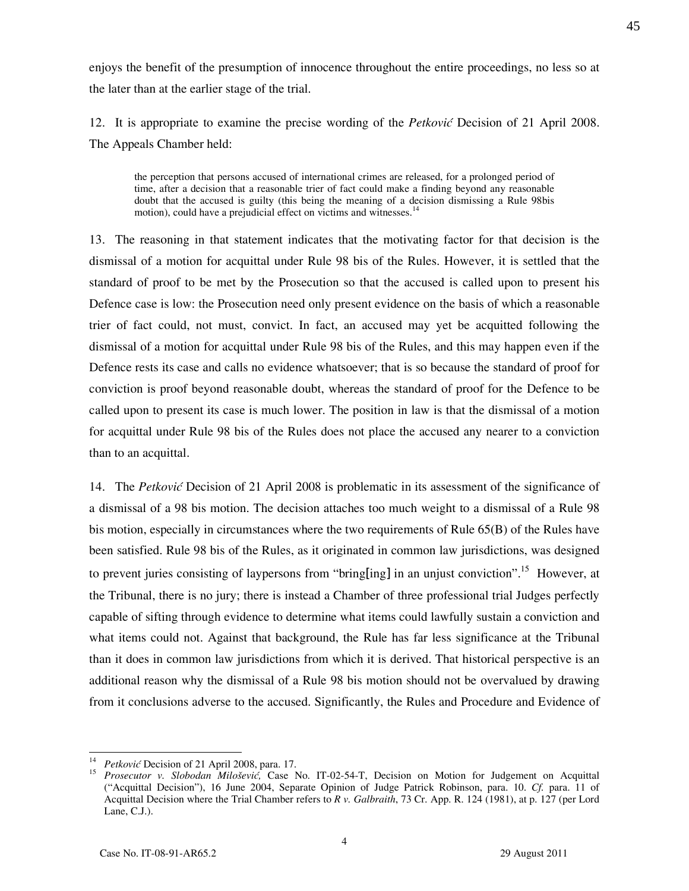enjoys the benefit of the presumption of innocence throughout the entire proceedings, no less so at the later than at the earlier stage of the trial.

12. It is appropriate to examine the precise wording of the *Petković* Decision of 21 April 2008. The Appeals Chamber held:

> the perception that persons accused of international crimes are released, for a prolonged period of time, after a decision that a reasonable trier of fact could make a finding beyond any reasonable doubt that the accused is guilty (this being the meaning of a decision dismissing a Rule 98bis motion), could have a prejudicial effect on victims and witnesses.[14]

13. The reasoning in that statement indicates that the motivating factor for that decision is the dismissal of a motion for acquittal under Rule 98 bis of the Rules. However, it is settled that the standard of proof to be met by the Prosecution so that the accused is called upon to present his Defence case is low: the Prosecution need only present evidence on the basis of which a reasonable trier of fact could, not must, convict. In fact, an accused may yet be acquitted following the dismissal of a motion for acquittal under Rule 98 bis of the Rules, and this may happen even if the Defence rests its case and calls no evidence whatsoever; that is so because the standard of proof for conviction is proof beyond reasonable doubt, whereas the standard of proof for the Defence to be called upon to present its case is much lower. The position in law is that the dismissal of a motion for acquittal under Rule 98 bis of the Rules does not place the accused any nearer to a conviction than to an acquittal.

14. The *Petković* Decision of 21 April 2008 is problematic in its assessment of the significance of a dismissal of a 98 bis motion. The decision attaches too much weight to a dismissal of a Rule 98 bis motion, especially in circumstances where the two requirements of Rule 65(B) of the Rules have been satisfied. Rule 98 bis of the Rules, as it originated in common law jurisdictions, was designed to prevent juries consisting of laypersons from "bring[ing] in an unjust conviction".[15] However, at the Tribunal, there is no jury; there is instead a Chamber of three professional trial Judges perfectly capable of sifting through evidence to determine what items could lawfully sustain a conviction and what items could not. Against that background, the Rule has far less significance at the Tribunal than it does in common law jurisdictions from which it is derived. That historical perspective is an additional reason why the dismissal of a Rule 98 bis motion should not be overvalued by drawing from it conclusions adverse to the accused. Significantly, the Rules and Procedure and Evidence of

---

[14] *Petković* Decision of 21 April 2008, para. 17.

[15] *Prosecutor v. Slobodan Milošević,* Case No. IT-02-54-T, Decision on Motion for Judgement on Acquittal ("Acquittal Decision"), 16 June 2004, Separate Opinion of Judge Patrick Robinson, para. 10. *Cf.* para. 11 of Acquittal Decision where the Trial Chamber refers to *R v. Galbraith*, 73 Cr. App. R. 124 (1981), at p. 127 (per Lord Lane, C.J.).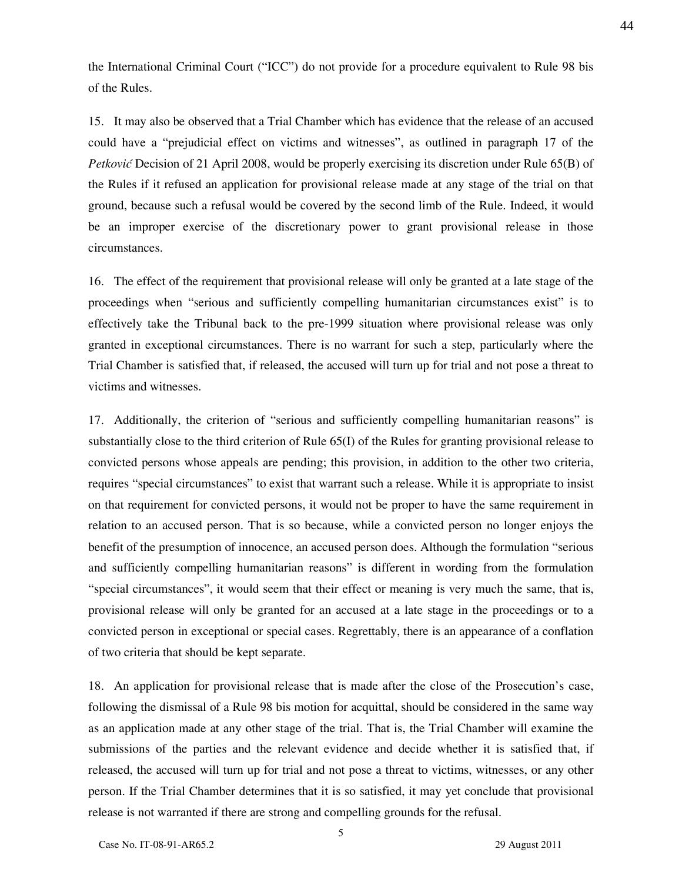the International Criminal Court ("ICC") do not provide for a procedure equivalent to Rule 98 bis of the Rules.

15. It may also be observed that a Trial Chamber which has evidence that the release of an accused could have a "prejudicial effect on victims and witnesses", as outlined in paragraph 17 of the *Petković* Decision of 21 April 2008, would be properly exercising its discretion under Rule 65(B) of the Rules if it refused an application for provisional release made at any stage of the trial on that ground, because such a refusal would be covered by the second limb of the Rule. Indeed, it would be an improper exercise of the discretionary power to grant provisional release in those circumstances.

16. The effect of the requirement that provisional release will only be granted at a late stage of the proceedings when "serious and sufficiently compelling humanitarian circumstances exist" is to effectively take the Tribunal back to the pre-1999 situation where provisional release was only granted in exceptional circumstances. There is no warrant for such a step, particularly where the Trial Chamber is satisfied that, if released, the accused will turn up for trial and not pose a threat to victims and witnesses.

17. Additionally, the criterion of "serious and sufficiently compelling humanitarian reasons" is substantially close to the third criterion of Rule 65(I) of the Rules for granting provisional release to convicted persons whose appeals are pending; this provision, in addition to the other two criteria, requires "special circumstances" to exist that warrant such a release. While it is appropriate to insist on that requirement for convicted persons, it would not be proper to have the same requirement in relation to an accused person. That is so because, while a convicted person no longer enjoys the benefit of the presumption of innocence, an accused person does. Although the formulation "serious and sufficiently compelling humanitarian reasons" is different in wording from the formulation "special circumstances", it would seem that their effect or meaning is very much the same, that is, provisional release will only be granted for an accused at a late stage in the proceedings or to a convicted person in exceptional or special cases. Regrettably, there is an appearance of a conflation of two criteria that should be kept separate.

18. An application for provisional release that is made after the close of the Prosecution's case, following the dismissal of a Rule 98 bis motion for acquittal, should be considered in the same way as an application made at any other stage of the trial. That is, the Trial Chamber will examine the submissions of the parties and the relevant evidence and decide whether it is satisfied that, if released, the accused will turn up for trial and not pose a threat to victims, witnesses, or any other person. If the Trial Chamber determines that it is so satisfied, it may yet conclude that provisional release is not warranted if there are strong and compelling grounds for the refusal.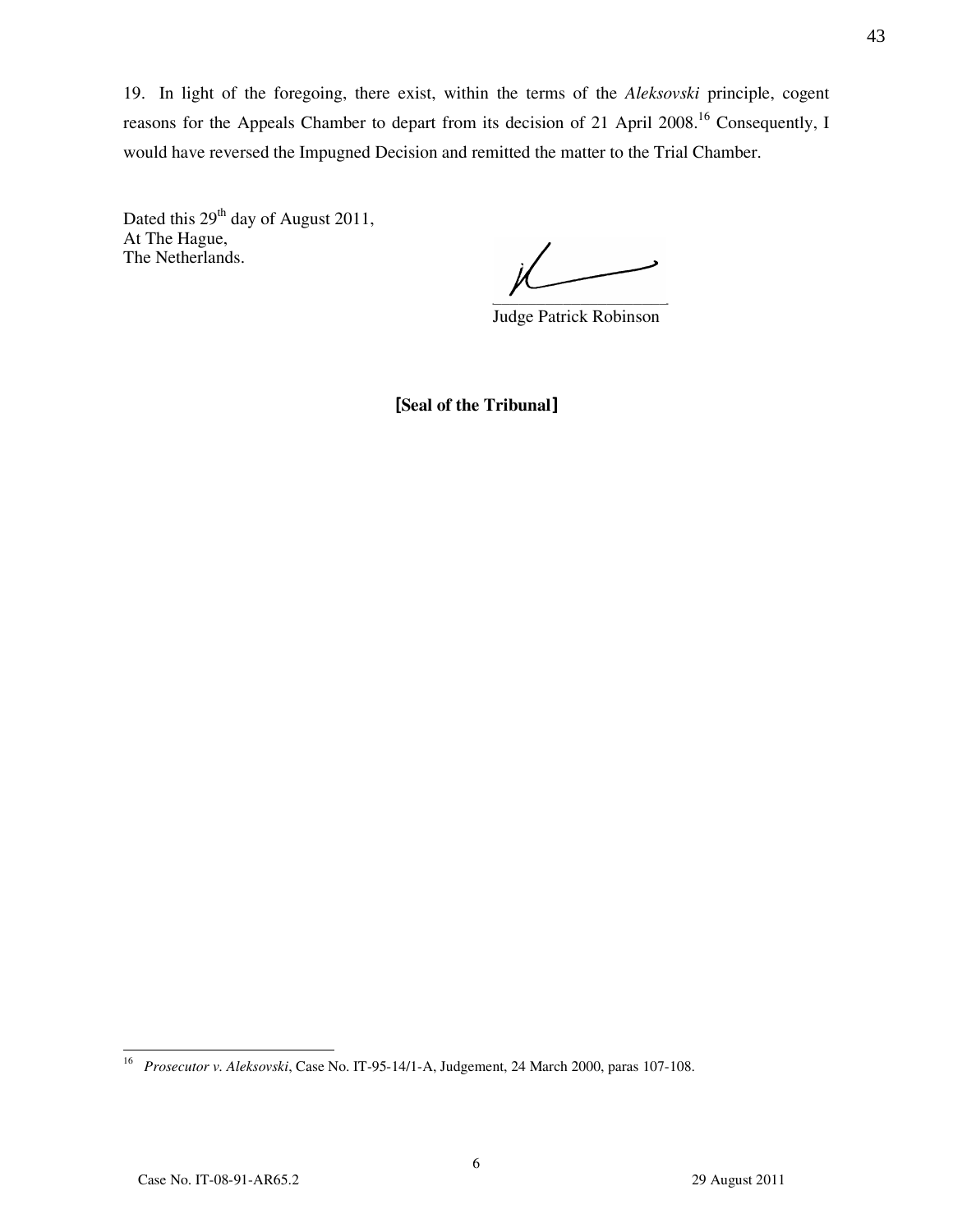19. In light of the foregoing, there exist, within the terms of the *Aleksovski* principle, cogent reasons for the Appeals Chamber to depart from its decision of 21 April 2008.[16] Consequently, I would have reversed the Impugned Decision and remitted the matter to the Trial Chamber.

Dated this 29th day of August 2011,
At The Hague,
The Netherlands.

Judge Patrick Robinson

**[Seal of the Tribunal]**

---

[16] *Prosecutor v. Aleksovski*, Case No. IT-95-14/1-A, Judgement, 24 March 2000, paras 107-108.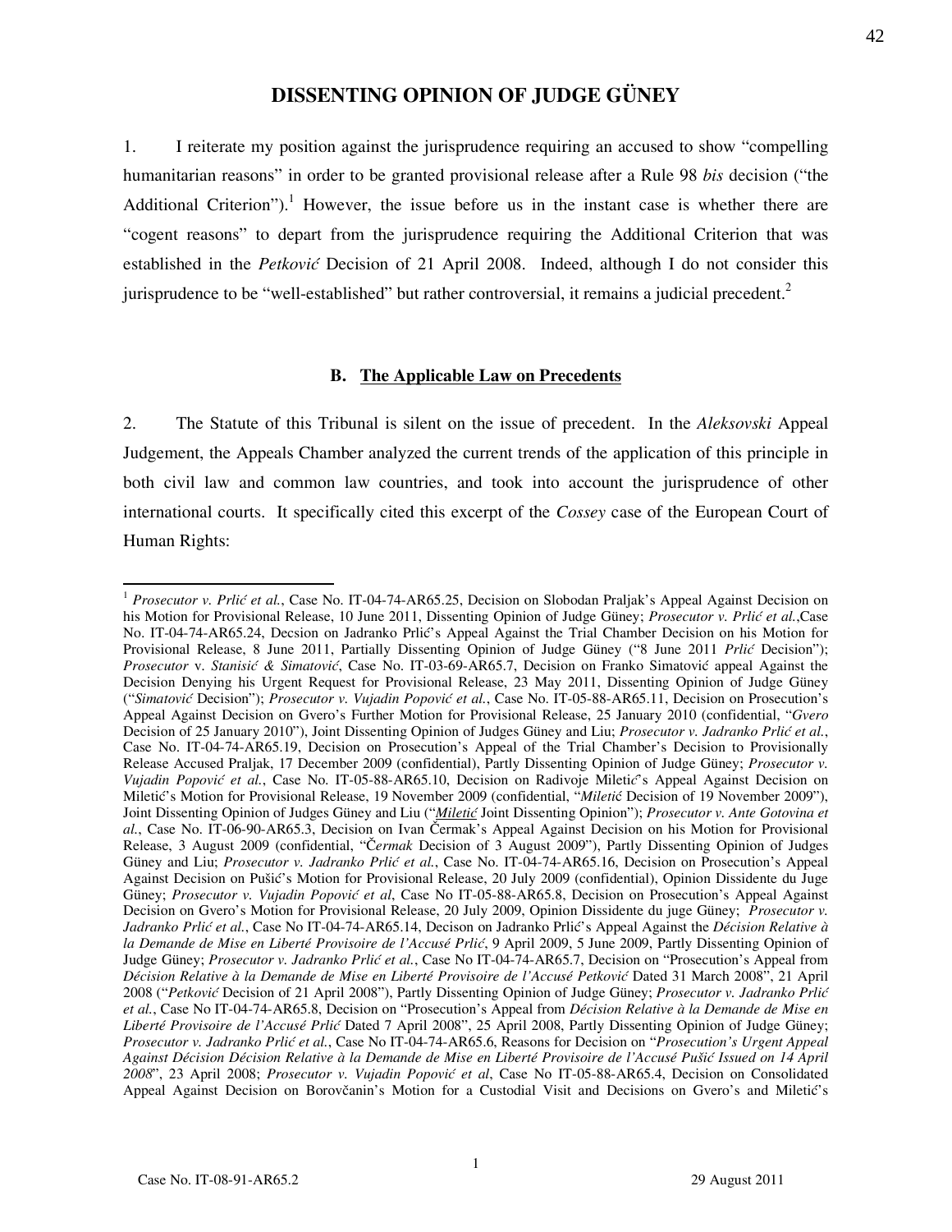# DISSENTING OPINION OF JUDGE GÜNEY

1. I reiterate my position against the jurisprudence requiring an accused to show "compelling humanitarian reasons" in order to be granted provisional release after a Rule 98 *bis* decision ("the Additional Criterion").[1] However, the issue before us in the instant case is whether there are "cogent reasons" to depart from the jurisprudence requiring the Additional Criterion that was established in the *Petković* Decision of 21 April 2008. Indeed, although I do not consider this jurisprudence to be "well-established" but rather controversial, it remains a judicial precedent.[2]

### B. The Applicable Law on Precedents

2. The Statute of this Tribunal is silent on the issue of precedent. In the *Aleksovski* Appeal Judgement, the Appeals Chamber analyzed the current trends of the application of this principle in both civil law and common law countries, and took into account the jurisprudence of other international courts. It specifically cited this excerpt of the *Cossey* case of the European Court of Human Rights:

---

[1] *Prosecutor v. Prlić et al.*, Case No. IT-04-74-AR65.25, Decision on Slobodan Praljak's Appeal Against Decision on his Motion for Provisional Release, 10 June 2011, Dissenting Opinion of Judge Güney; *Prosecutor v. Prlić et al.*,Case No. IT-04-74-AR65.24, Decsion on Jadranko Prlić's Appeal Against the Trial Chamber Decision on his Motion for Provisional Release, 8 June 2011, Partially Dissenting Opinion of Judge Güney ("8 June 2011 *Prlić* Decision"); *Prosecutor* v. *Stanisić & Simatović*, Case No. IT-03-69-AR65.7, Decision on Franko Simatović appeal Against the Decision Denying his Urgent Request for Provisional Release, 23 May 2011, Dissenting Opinion of Judge Güney ("*Simatović* Decision"); *Prosecutor v. Vujadin Popović et al.*, Case No. IT-05-88-AR65.11, Decision on Prosecution's Appeal Against Decision on Gvero's Further Motion for Provisional Release, 25 January 2010 (confidential, "*Gvero* Decision of 25 January 2010"), Joint Dissenting Opinion of Judges Güney and Liu; *Prosecutor v. Jadranko Prlić et al.*, Case No. IT-04-74-AR65.19, Decision on Prosecution's Appeal of the Trial Chamber's Decision to Provisionally Release Accused Praljak, 17 December 2009 (confidential), Partly Dissenting Opinion of Judge Güney; *Prosecutor v. Vujadin Popović et al.*, Case No. IT-05-88-AR65.10, Decision on Radivoje Miletić's Appeal Against Decision on Miletić's Motion for Provisional Release, 19 November 2009 (confidential, "*Miletić* Decision of 19 November 2009"), Joint Dissenting Opinion of Judges Güney and Liu ("*Miletić* Joint Dissenting Opinion"); *Prosecutor v. Ante Gotovina et al.*, Case No. IT-06-90-AR65.3, Decision on Ivan Čermak's Appeal Against Decision on his Motion for Provisional Release, 3 August 2009 (confidential, "*Čermak* Decision of 3 August 2009"), Partly Dissenting Opinion of Judges Güney and Liu; *Prosecutor v. Jadranko Prlić et al.*, Case No. IT-04-74-AR65.16, Decision on Prosecution's Appeal Against Decision on Pušić's Motion for Provisional Release, 20 July 2009 (confidential), Opinion Dissidente du Juge Güney; *Prosecutor v. Vujadin Popović et al*, Case No IT-05-88-AR65.8, Decision on Prosecution's Appeal Against Decision on Gvero's Motion for Provisional Release, 20 July 2009, Opinion Dissidente du juge Güney; *Prosecutor v. Jadranko Prlić et al.*, Case No IT-04-74-AR65.14, Decison on Jadranko Prlić's Appeal Against the *Décision Relative à la Demande de Mise en Liberté Provisoire de l'Accusé Prlić*, 9 April 2009, 5 June 2009, Partly Dissenting Opinion of Judge Güney; *Prosecutor v. Jadranko Prlić et al.*, Case No IT-04-74-AR65.7, Decision on "Prosecution's Appeal from *Décision Relative à la Demande de Mise en Liberté Provisoire de l'Accusé Petković* Dated 31 March 2008", 21 April 2008 ("*Petković* Decision of 21 April 2008"), Partly Dissenting Opinion of Judge Güney; *Prosecutor v. Jadranko Prlić et al.*, Case No IT-04-74-AR65.8, Decision on "Prosecution's Appeal from *Décision Relative à la Demande de Mise en Liberté Provisoire de l'Accusé Prlić* Dated 7 April 2008", 25 April 2008, Partly Dissenting Opinion of Judge Güney; *Prosecutor v. Jadranko Prlić et al.*, Case No IT-04-74-AR65.6, Reasons for Decision on "*Prosecution's Urgent Appeal Against Décision Décision Relative à la Demande de Mise en Liberté Provisoire de l'Accusé Pušić Issued on 14 April 2008*", 23 April 2008; *Prosecutor v. Vujadin Popović et al*, Case No IT-05-88-AR65.4, Decision on Consolidated Appeal Against Decision on Borovčanin's Motion for a Custodial Visit and Decisions on Gvero's and Miletić's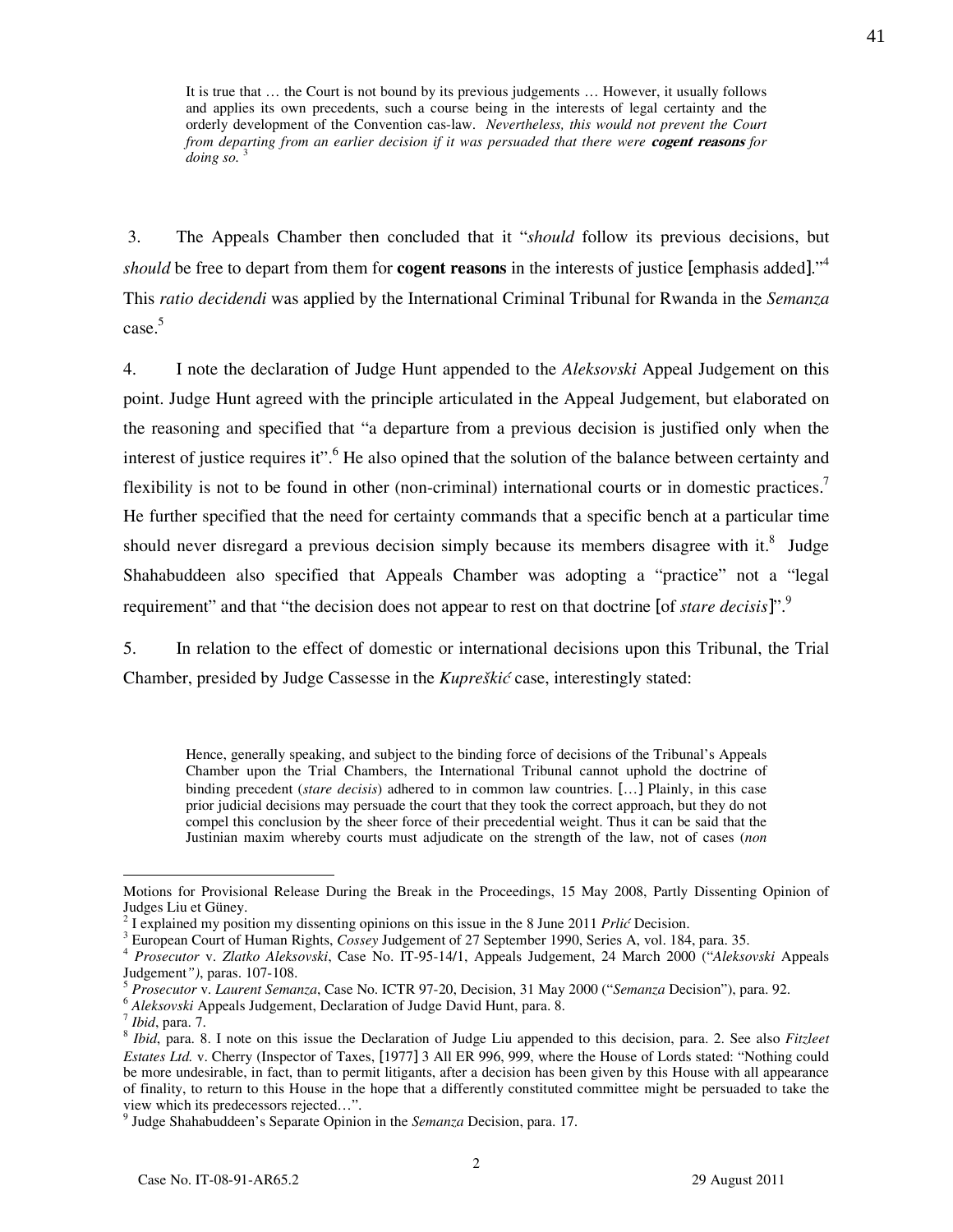> It is true that … the Court is not bound by its previous judgements … However, it usually follows and applies its own precedents, such a course being in the interests of legal certainty and the orderly development of the Convention cas-law. *Nevertheless, this would not prevent the Court from departing from an earlier decision if it was persuaded that there were* ***cogent reasons*** *for doing so.* [3]

3. The Appeals Chamber then concluded that it "*should* follow its previous decisions, but *should* be free to depart from them for **cogent reasons** in the interests of justice [emphasis added]."[4] This *ratio decidendi* was applied by the International Criminal Tribunal for Rwanda in the *Semanza* case.[5]

4. I note the declaration of Judge Hunt appended to the *Aleksovski* Appeal Judgement on this point. Judge Hunt agreed with the principle articulated in the Appeal Judgement, but elaborated on the reasoning and specified that "a departure from a previous decision is justified only when the interest of justice requires it".[6] He also opined that the solution of the balance between certainty and flexibility is not to be found in other (non-criminal) international courts or in domestic practices.[7] He further specified that the need for certainty commands that a specific bench at a particular time should never disregard a previous decision simply because its members disagree with it.[8] Judge Shahabuddeen also specified that Appeals Chamber was adopting a "practice" not a "legal requirement" and that "the decision does not appear to rest on that doctrine [of *stare decisis*]".[9]

5. In relation to the effect of domestic or international decisions upon this Tribunal, the Trial Chamber, presided by Judge Cassesse in the *Kupreškić* case, interestingly stated:

> Hence, generally speaking, and subject to the binding force of decisions of the Tribunal's Appeals Chamber upon the Trial Chambers, the International Tribunal cannot uphold the doctrine of binding precedent (*stare decisis*) adhered to in common law countries. […] Plainly, in this case prior judicial decisions may persuade the court that they took the correct approach, but they do not compel this conclusion by the sheer force of their precedential weight. Thus it can be said that the Justinian maxim whereby courts must adjudicate on the strength of the law, not of cases (*non*

---

Motions for Provisional Release During the Break in the Proceedings, 15 May 2008, Partly Dissenting Opinion of Judges Liu et Güney.

[2] I explained my position my dissenting opinions on this issue in the 8 June 2011 *Prlić* Decision.

[3] European Court of Human Rights, *Cossey* Judgement of 27 September 1990, Series A, vol. 184, para. 35.

[4] *Prosecutor* v. *Zlatko Aleksovski*, Case No. IT-95-14/1, Appeals Judgement, 24 March 2000 ("*Aleksovski* Appeals Judgement*")*, paras. 107-108.

[5] *Prosecutor* v. *Laurent Semanza*, Case No. ICTR 97-20, Decision, 31 May 2000 ("*Semanza* Decision"), para. 92.

[6] *Aleksovski* Appeals Judgement, Declaration of Judge David Hunt, para. 8.

[7] *Ibid*, para. 7.

[8] *Ibid*, para. 8. I note on this issue the Declaration of Judge Liu appended to this decision, para. 2. See also *Fitzleet Estates Ltd.* v. Cherry (Inspector of Taxes, [1977] 3 All ER 996, 999, where the House of Lords stated: "Nothing could be more undesirable, in fact, than to permit litigants, after a decision has been given by this House with all appearance of finality, to return to this House in the hope that a differently constituted committee might be persuaded to take the view which its predecessors rejected…".

[9] Judge Shahabuddeen's Separate Opinion in the *Semanza* Decision, para. 17.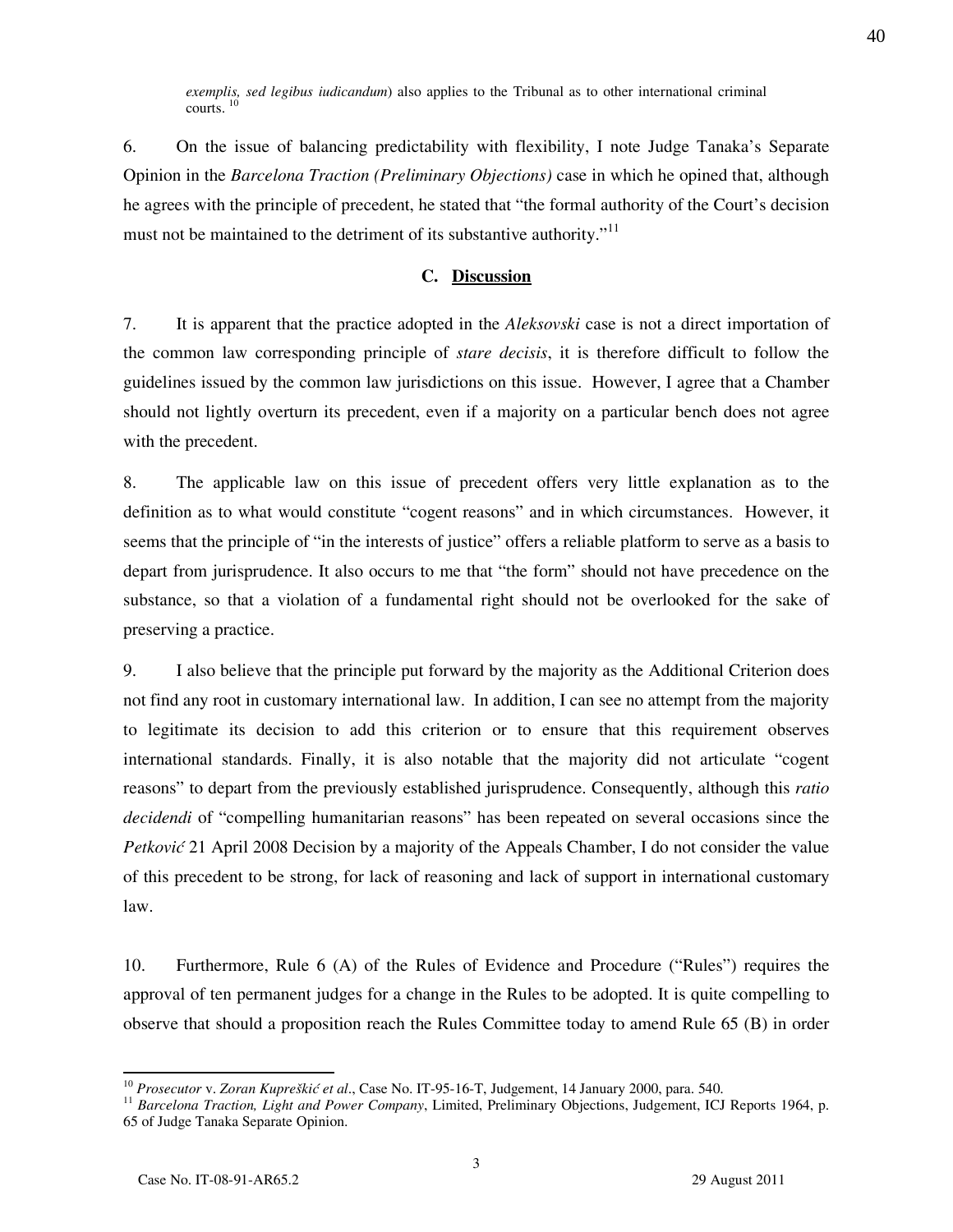*exemplis, sed legibus iudicandum*) also applies to the Tribunal as to other international criminal courts. [10]

6. On the issue of balancing predictability with flexibility, I note Judge Tanaka's Separate Opinion in the *Barcelona Traction (Preliminary Objections)* case in which he opined that, although he agrees with the principle of precedent, he stated that "the formal authority of the Court's decision must not be maintained to the detriment of its substantive authority."[11]

## C. Discussion

7. It is apparent that the practice adopted in the *Aleksovski* case is not a direct importation of the common law corresponding principle of *stare decisis*, it is therefore difficult to follow the guidelines issued by the common law jurisdictions on this issue. However, I agree that a Chamber should not lightly overturn its precedent, even if a majority on a particular bench does not agree with the precedent.

8. The applicable law on this issue of precedent offers very little explanation as to the definition as to what would constitute "cogent reasons" and in which circumstances. However, it seems that the principle of "in the interests of justice" offers a reliable platform to serve as a basis to depart from jurisprudence. It also occurs to me that "the form" should not have precedence on the substance, so that a violation of a fundamental right should not be overlooked for the sake of preserving a practice.

9. I also believe that the principle put forward by the majority as the Additional Criterion does not find any root in customary international law. In addition, I can see no attempt from the majority to legitimate its decision to add this criterion or to ensure that this requirement observes international standards. Finally, it is also notable that the majority did not articulate "cogent reasons" to depart from the previously established jurisprudence. Consequently, although this *ratio decidendi* of "compelling humanitarian reasons" has been repeated on several occasions since the *Petković* 21 April 2008 Decision by a majority of the Appeals Chamber, I do not consider the value of this precedent to be strong, for lack of reasoning and lack of support in international customary law.

10. Furthermore, Rule 6 (A) of the Rules of Evidence and Procedure ("Rules") requires the approval of ten permanent judges for a change in the Rules to be adopted. It is quite compelling to observe that should a proposition reach the Rules Committee today to amend Rule 65 (B) in order

---

[10] *Prosecutor* v. *Zoran Kupreškić et al*., Case No. IT-95-16-T, Judgement, 14 January 2000, para. 540.

[11] *Barcelona Traction, Light and Power Company*, Limited, Preliminary Objections, Judgement, ICJ Reports 1964, p. 65 of Judge Tanaka Separate Opinion.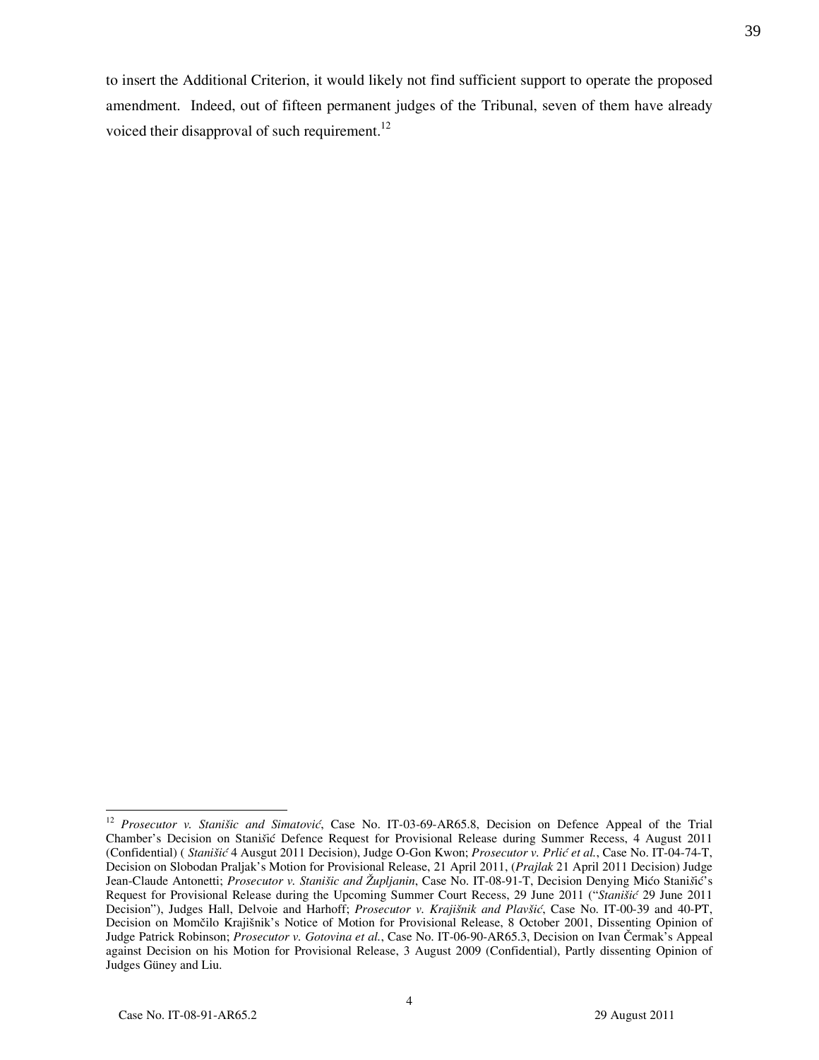to insert the Additional Criterion, it would likely not find sufficient support to operate the proposed amendment. Indeed, out of fifteen permanent judges of the Tribunal, seven of them have already voiced their disapproval of such requirement.[12]

---

[12] *Prosecutor v. Stanišic and Simatović*, Case No. IT-03-69-AR65.8, Decision on Defence Appeal of the Trial Chamber's Decision on Stanišić Defence Request for Provisional Release during Summer Recess, 4 August 2011 (Confidential) ( *Stanišić* 4 Ausgut 2011 Decision), Judge O-Gon Kwon; *Prosecutor v. Prlić et al.*, Case No. IT-04-74-T, Decision on Slobodan Praljak's Motion for Provisional Release, 21 April 2011, (*Prajlak* 21 April 2011 Decision) Judge Jean-Claude Antonetti; *Prosecutor v. Stanišic and Župljanin*, Case No. IT-08-91-T, Decision Denying Mićo Stanišić's Request for Provisional Release during the Upcoming Summer Court Recess, 29 June 2011 ("*Stanišić* 29 June 2011 Decision"), Judges Hall, Delvoie and Harhoff; *Prosecutor v. Krajišnik and Plavšić*, Case No. IT-00-39 and 40-PT, Decision on Momčilo Krajišnik's Notice of Motion for Provisional Release, 8 October 2001, Dissenting Opinion of Judge Patrick Robinson; *Prosecutor v. Gotovina et al.*, Case No. IT-06-90-AR65.3, Decision on Ivan Čermak's Appeal against Decision on his Motion for Provisional Release, 3 August 2009 (Confidential), Partly dissenting Opinion of Judges Güney and Liu.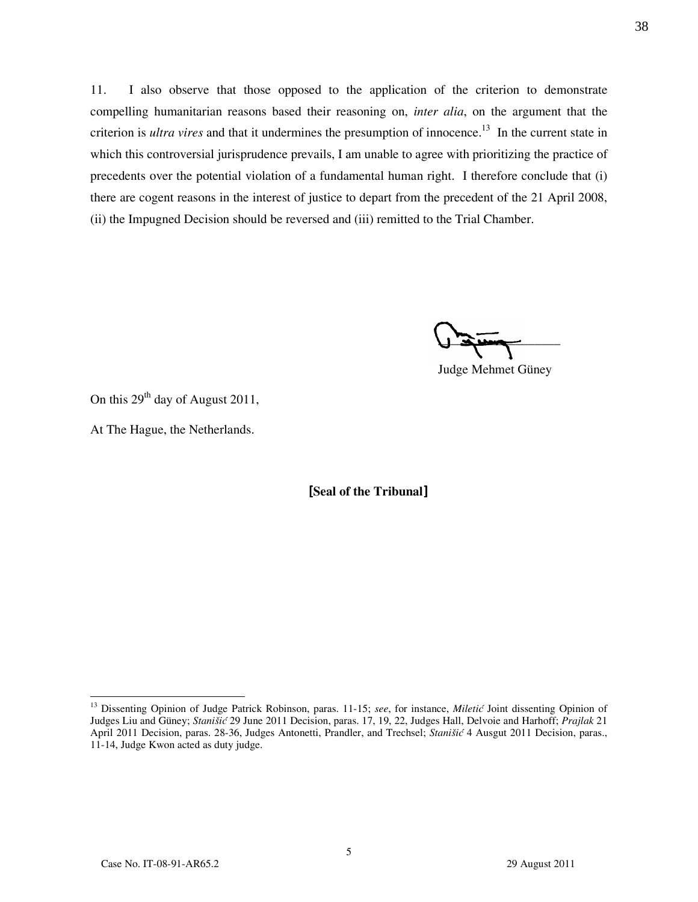11. I also observe that those opposed to the application of the criterion to demonstrate compelling humanitarian reasons based their reasoning on, *inter alia*, on the argument that the criterion is *ultra vires* and that it undermines the presumption of innocence.[13] In the current state in which this controversial jurisprudence prevails, I am unable to agree with prioritizing the practice of precedents over the potential violation of a fundamental human right. I therefore conclude that (i) there are cogent reasons in the interest of justice to depart from the precedent of the 21 April 2008, (ii) the Impugned Decision should be reversed and (iii) remitted to the Trial Chamber.

Judge Mehmet Güney

On this 29th day of August 2011,

At The Hague, the Netherlands.

**[Seal of the Tribunal]**

---

[13] Dissenting Opinion of Judge Patrick Robinson, paras. 11-15; *see*, for instance, *Miletić* Joint dissenting Opinion of Judges Liu and Güney; *Stanišić* 29 June 2011 Decision, paras. 17, 19, 22, Judges Hall, Delvoie and Harhoff; *Prajlak* 21 April 2011 Decision, paras. 28-36, Judges Antonetti, Prandler, and Trechsel; *Stanišić* 4 Ausgut 2011 Decision, paras., 11-14, Judge Kwon acted as duty judge.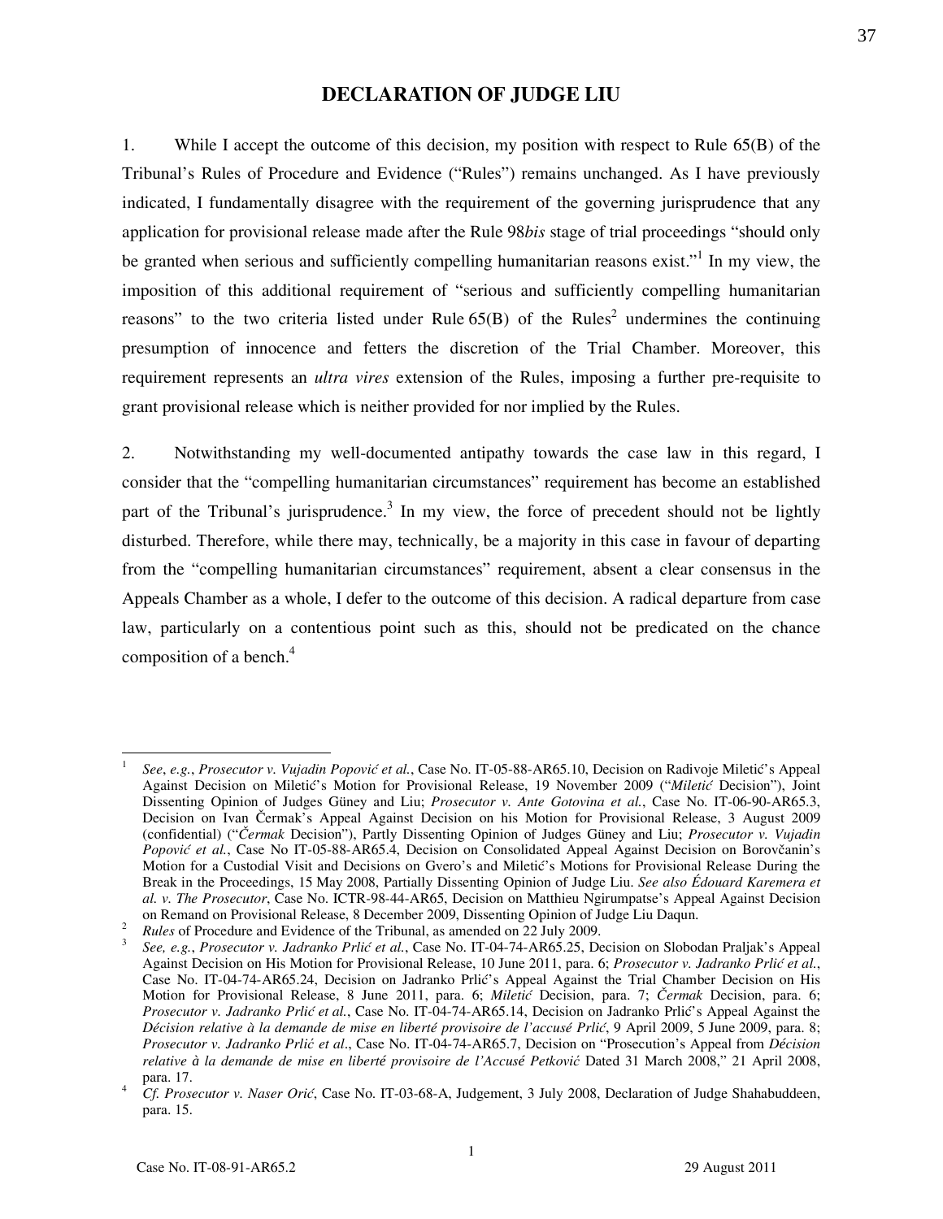# DECLARATION OF JUDGE LIU

1. While I accept the outcome of this decision, my position with respect to Rule 65(B) of the Tribunal's Rules of Procedure and Evidence ("Rules") remains unchanged. As I have previously indicated, I fundamentally disagree with the requirement of the governing jurisprudence that any application for provisional release made after the Rule 98*bis* stage of trial proceedings "should only be granted when serious and sufficiently compelling humanitarian reasons exist."[1] In my view, the imposition of this additional requirement of "serious and sufficiently compelling humanitarian reasons" to the two criteria listed under Rule 65(B) of the Rules[2] undermines the continuing presumption of innocence and fetters the discretion of the Trial Chamber. Moreover, this requirement represents an *ultra vires* extension of the Rules, imposing a further pre-requisite to grant provisional release which is neither provided for nor implied by the Rules.

2. Notwithstanding my well-documented antipathy towards the case law in this regard, I consider that the "compelling humanitarian circumstances" requirement has become an established part of the Tribunal's jurisprudence.[3] In my view, the force of precedent should not be lightly disturbed. Therefore, while there may, technically, be a majority in this case in favour of departing from the "compelling humanitarian circumstances" requirement, absent a clear consensus in the Appeals Chamber as a whole, I defer to the outcome of this decision. A radical departure from case law, particularly on a contentious point such as this, should not be predicated on the chance composition of a bench.[4]

---

[1] *See*, *e.g.*, *Prosecutor v. Vujadin Popović et al.*, Case No. IT-05-88-AR65.10, Decision on Radivoje Miletić's Appeal Against Decision on Miletić's Motion for Provisional Release, 19 November 2009 ("*Miletić* Decision"), Joint Dissenting Opinion of Judges Güney and Liu; *Prosecutor v. Ante Gotovina et al.*, Case No. IT-06-90-AR65.3, Decision on Ivan Čermak's Appeal Against Decision on his Motion for Provisional Release, 3 August 2009 (confidential) ("*Čermak* Decision"), Partly Dissenting Opinion of Judges Güney and Liu; *Prosecutor v. Vujadin Popović et al.*, Case No IT-05-88-AR65.4, Decision on Consolidated Appeal Against Decision on Borovčanin's Motion for a Custodial Visit and Decisions on Gvero's and Miletić's Motions for Provisional Release During the Break in the Proceedings, 15 May 2008, Partially Dissenting Opinion of Judge Liu. *See also Édouard Karemera et al. v. The Prosecutor*, Case No. ICTR-98-44-AR65, Decision on Matthieu Ngirumpatse's Appeal Against Decision on Remand on Provisional Release, 8 December 2009, Dissenting Opinion of Judge Liu Daqun.

[2] *Rules* of Procedure and Evidence of the Tribunal, as amended on 22 July 2009.

[3] *See, e.g.*, *Prosecutor v. Jadranko Prlić et al.*, Case No. IT-04-74-AR65.25, Decision on Slobodan Praljak's Appeal Against Decision on His Motion for Provisional Release, 10 June 2011, para. 6; *Prosecutor v. Jadranko Prlić et al.*, Case No. IT-04-74-AR65.24, Decision on Jadranko Prlić's Appeal Against the Trial Chamber Decision on His Motion for Provisional Release, 8 June 2011, para. 6; *Miletić* Decision, para. 7; *Čermak* Decision, para. 6; *Prosecutor v. Jadranko Prlić et al.*, Case No. IT-04-74-AR65.14, Decision on Jadranko Prlić's Appeal Against the *Décision relative à la demande de mise en liberté provisoire de l'accusé Prlić*, 9 April 2009, 5 June 2009, para. 8; *Prosecutor v. Jadranko Prlić et al*., Case No. IT-04-74-AR65.7, Decision on "Prosecution's Appeal from *Décision relative à la demande de mise en liberté provisoire de l'Accusé Petković* Dated 31 March 2008," 21 April 2008, para. 17.

[4] *Cf. Prosecutor v. Naser Orić*, Case No. IT-03-68-A, Judgement, 3 July 2008, Declaration of Judge Shahabuddeen, para. 15.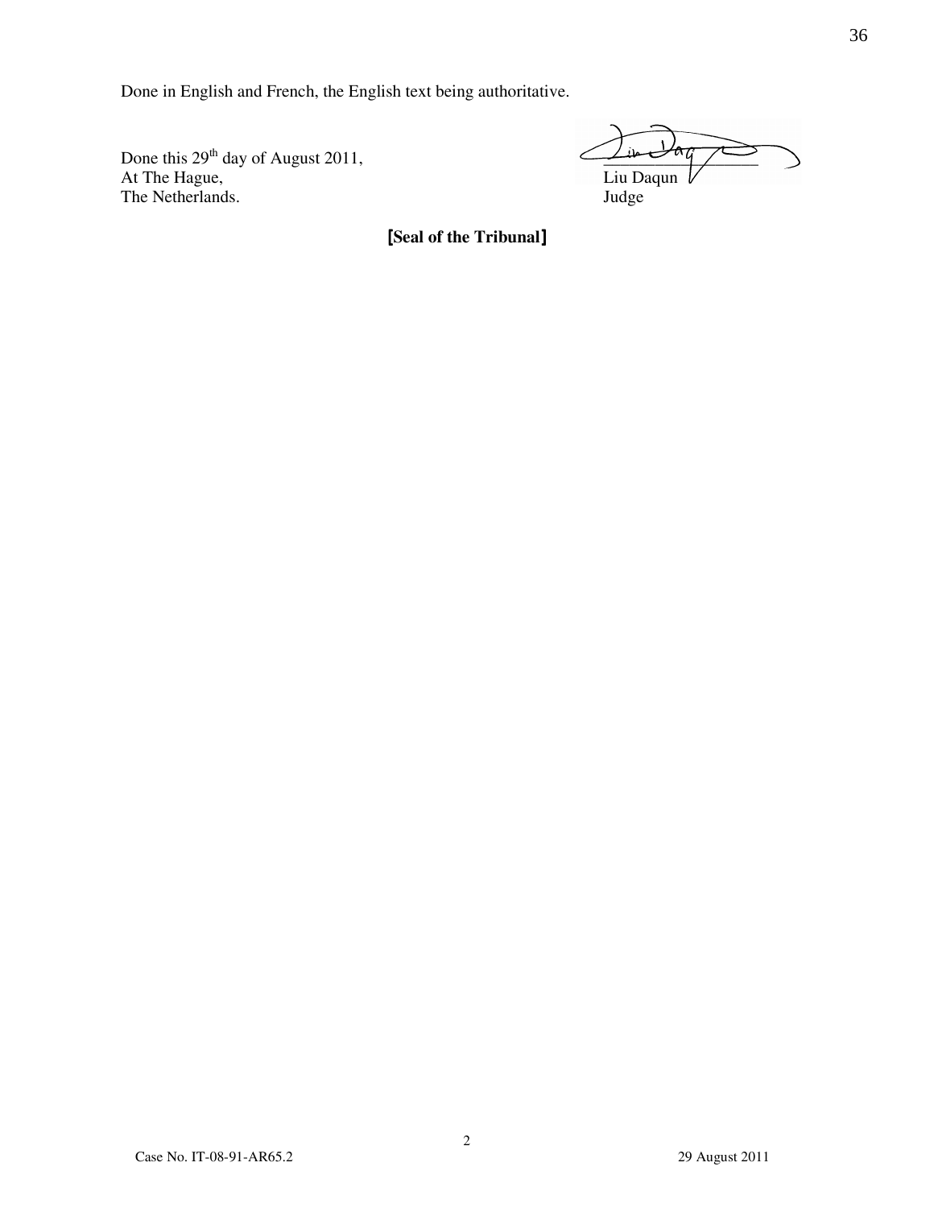Done in English and French, the English text being authoritative.

Done this 29th day of August 2011,
At The Hague,
The Netherlands.

Liu Daqun
Judge

**[Seal of the Tribunal]**